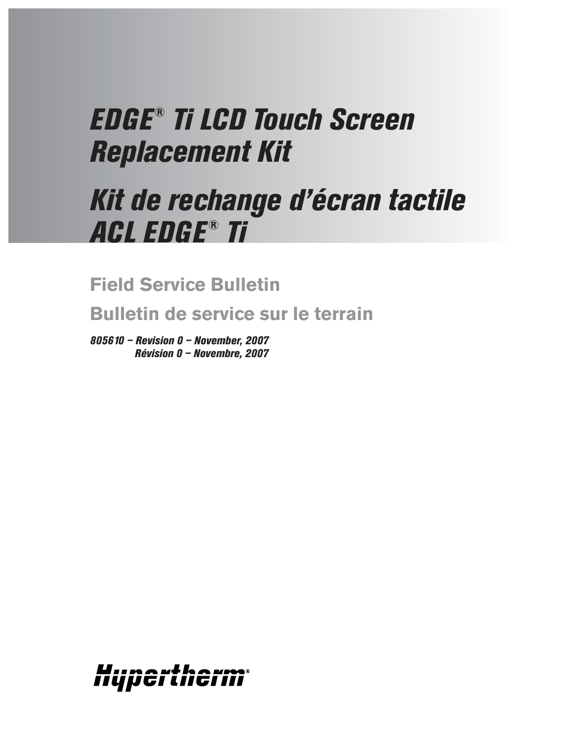# EDGE® Ti LCD Touch Screen Replacement Kit

# Kit de rechange d'écran tactile ACL EDGE® Ti

## Field Service Bulletin

## Bulletin de service sur le terrain

*805610 – Revision 0 – November, 2007*
*Révision 0 – Novembre, 2007*

Hypertherm®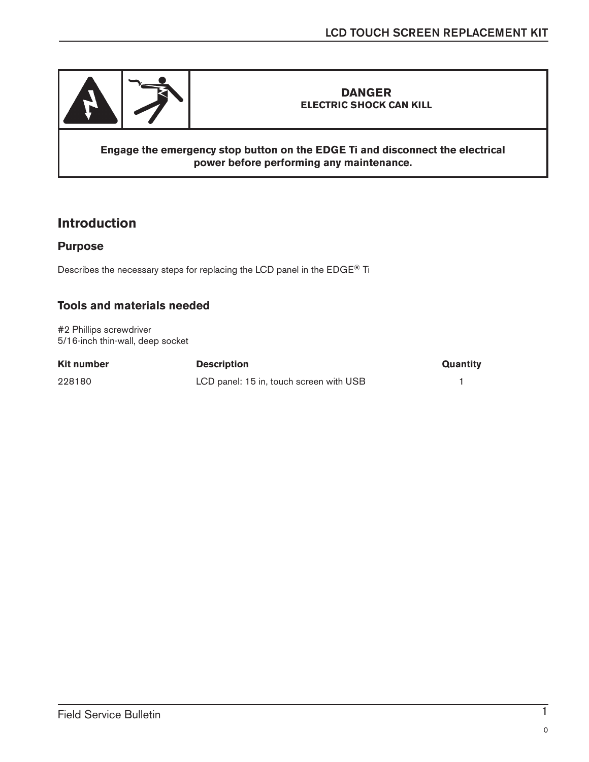| | | **DANGER**<br>**ELECTRIC SHOCK CAN KILL** |
|---|---|---|
| **Engage the emergency stop button on the EDGE Ti and disconnect the electrical power before performing any maintenance.** | | |

## Introduction

### Purpose

Describes the necessary steps for replacing the LCD panel in the EDGE® Ti

### Tools and materials needed

#2 Phillips screwdriver
5/16-inch thin-wall, deep socket

| Kit number | Description | Quantity |
|---|---|---|
| 228180 | LCD panel: 15 in, touch screen with USB | 1 |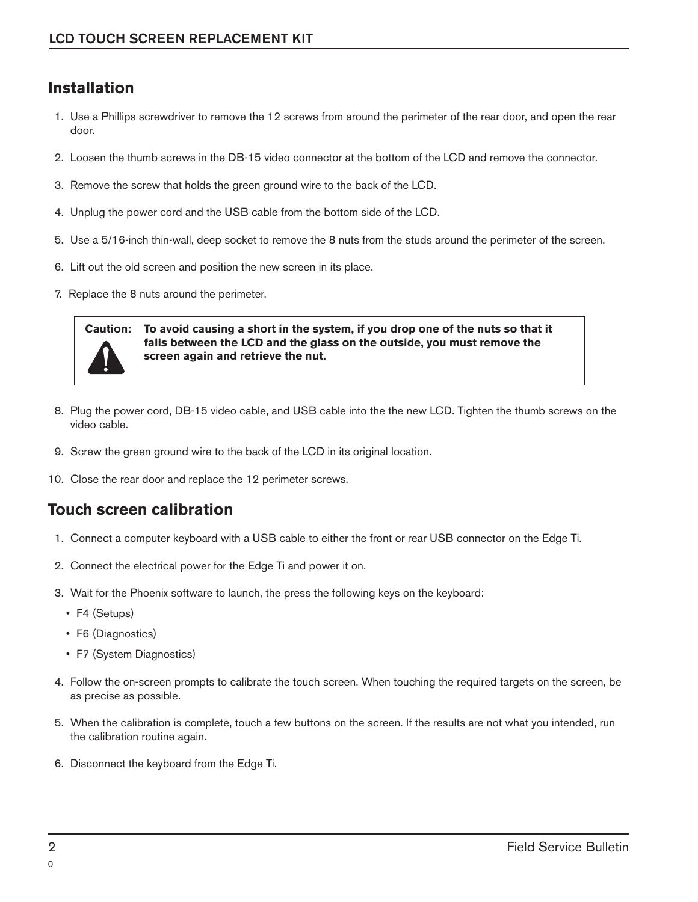## Installation

1. Use a Phillips screwdriver to remove the 12 screws from around the perimeter of the rear door, and open the rear door.
2. Loosen the thumb screws in the DB-15 video connector at the bottom of the LCD and remove the connector.
3. Remove the screw that holds the green ground wire to the back of the LCD.
4. Unplug the power cord and the USB cable from the bottom side of the LCD.
5. Use a 5/16-inch thin-wall, deep socket to remove the 8 nuts from the studs around the perimeter of the screen.
6. Lift out the old screen and position the new screen in its place.
7. Replace the 8 nuts around the perimeter.

> **Caution: To avoid causing a short in the system, if you drop one of the nuts so that it falls between the LCD and the glass on the outside, you must remove the screen again and retrieve the nut.**

8. Plug the power cord, DB-15 video cable, and USB cable into the the new LCD. Tighten the thumb screws on the video cable.
9. Screw the green ground wire to the back of the LCD in its original location.
10. Close the rear door and replace the 12 perimeter screws.

## Touch screen calibration

1. Connect a computer keyboard with a USB cable to either the front or rear USB connector on the Edge Ti.
2. Connect the electrical power for the Edge Ti and power it on.
3. Wait for the Phoenix software to launch, the press the following keys on the keyboard:
   - F4 (Setups)
   - F6 (Diagnostics)
   - F7 (System Diagnostics)
4. Follow the on-screen prompts to calibrate the touch screen. When touching the required targets on the screen, be as precise as possible.
5. When the calibration is complete, touch a few buttons on the screen. If the results are not what you intended, run the calibration routine again.
6. Disconnect the keyboard from the Edge Ti.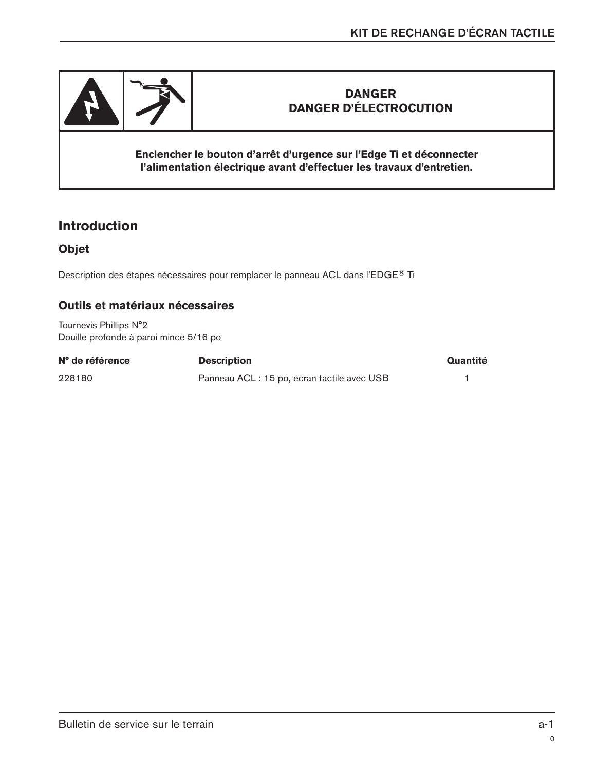**DANGER**
**DANGER D'ÉLECTROCUTION**

**Enclencher le bouton d'arrêt d'urgence sur l'Edge Ti et déconnecter l'alimentation électrique avant d'effectuer les travaux d'entretien.**

## Introduction

### Objet

Description des étapes nécessaires pour remplacer le panneau ACL dans l'EDGE® Ti

### Outils et matériaux nécessaires

Tournevis Phillips N°2
Douille profonde à paroi mince 5/16 po

| N° de référence | Description | Quantité |
|---|---|---|
| 228180 | Panneau ACL : 15 po, écran tactile avec USB | 1 |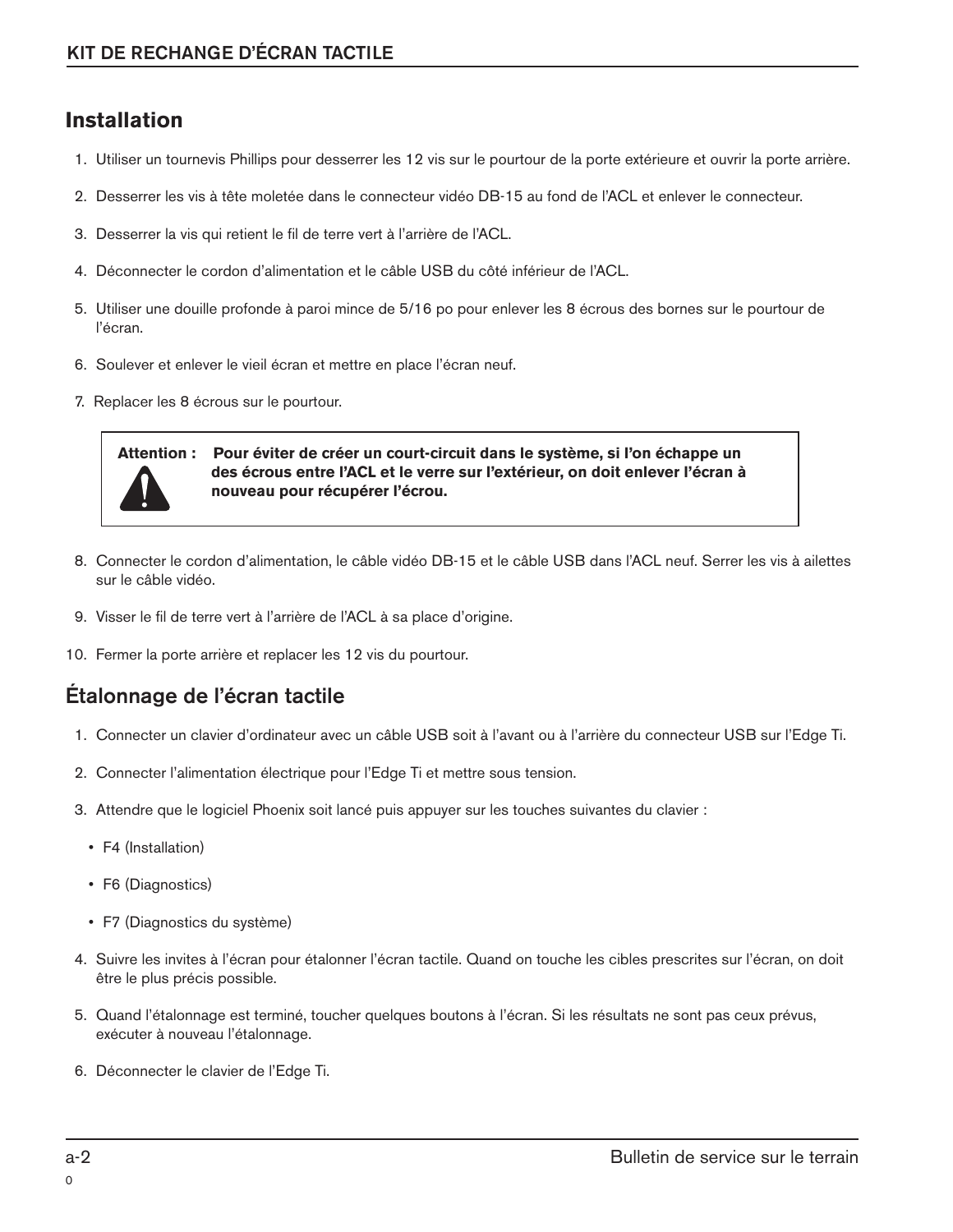# Installation

1. Utiliser un tournevis Phillips pour desserrer les 12 vis sur le pourtour de la porte extérieure et ouvrir la porte arrière.
2. Desserrer les vis à tête moletée dans le connecteur vidéo DB-15 au fond de l'ACL et enlever le connecteur.
3. Desserrer la vis qui retient le fil de terre vert à l'arrière de l'ACL.
4. Déconnecter le cordon d'alimentation et le câble USB du côté inférieur de l'ACL.
5. Utiliser une douille profonde à paroi mince de 5/16 po pour enlever les 8 écrous des bornes sur le pourtour de l'écran.
6. Soulever et enlever le vieil écran et mettre en place l'écran neuf.
7. Replacer les 8 écrous sur le pourtour.

> **Attention : Pour éviter de créer un court-circuit dans le système, si l'on échappe un des écrous entre l'ACL et le verre sur l'extérieur, on doit enlever l'écran à nouveau pour récupérer l'écrou.**

8. Connecter le cordon d'alimentation, le câble vidéo DB-15 et le câble USB dans l'ACL neuf. Serrer les vis à ailettes sur le câble vidéo.
9. Visser le fil de terre vert à l'arrière de l'ACL à sa place d'origine.
10. Fermer la porte arrière et replacer les 12 vis du pourtour.

## Étalonnage de l'écran tactile

1. Connecter un clavier d'ordinateur avec un câble USB soit à l'avant ou à l'arrière du connecteur USB sur l'Edge Ti.
2. Connecter l'alimentation électrique pour l'Edge Ti et mettre sous tension.
3. Attendre que le logiciel Phoenix soit lancé puis appuyer sur les touches suivantes du clavier :
   - F4 (Installation)
   - F6 (Diagnostics)
   - F7 (Diagnostics du système)
4. Suivre les invites à l'écran pour étalonner l'écran tactile. Quand on touche les cibles prescrites sur l'écran, on doit être le plus précis possible.
5. Quand l'étalonnage est terminé, toucher quelques boutons à l'écran. Si les résultats ne sont pas ceux prévus, exécuter à nouveau l'étalonnage.
6. Déconnecter le clavier de l'Edge Ti.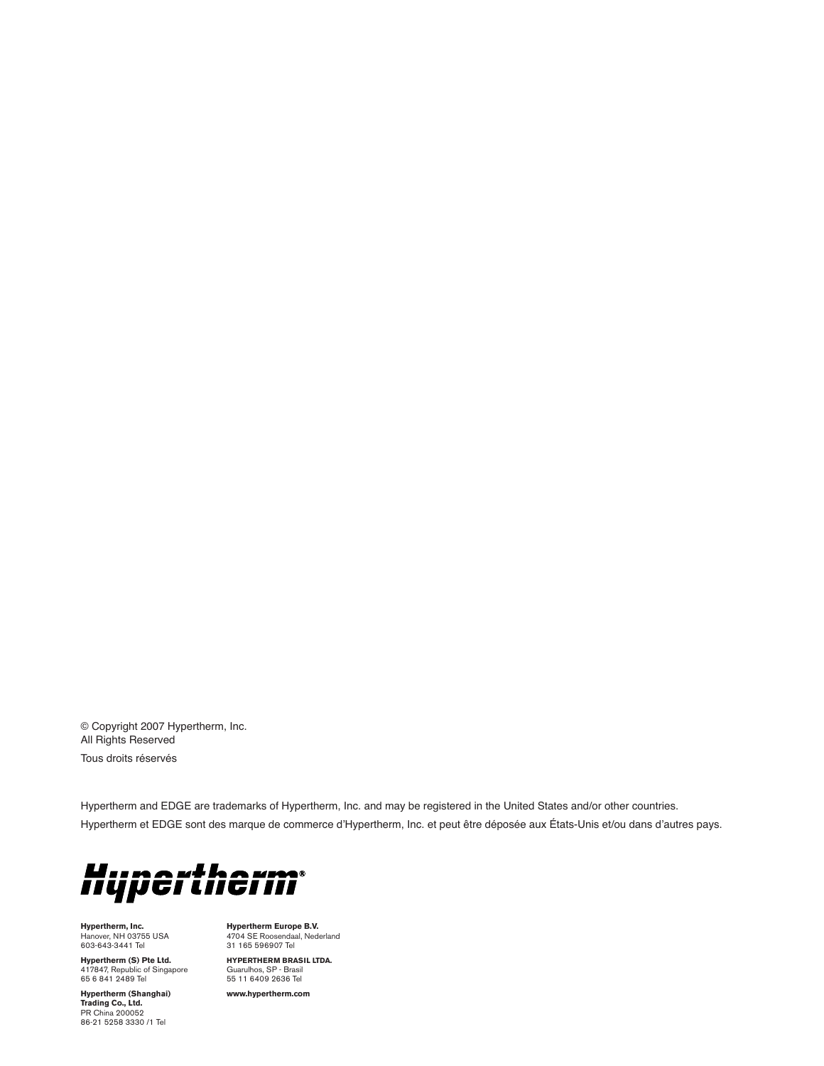© Copyright 2007 Hypertherm, Inc.
All Rights Reserved

Tous droits réservés

Hypertherm and EDGE are trademarks of Hypertherm, Inc. and may be registered in the United States and/or other countries.

Hypertherm et EDGE sont des marque de commerce d'Hypertherm, Inc. et peut être déposée aux États-Unis et/ou dans d'autres pays.

Hypertherm®

**Hypertherm, Inc.**
Hanover, NH 03755 USA
603-643-3441 Tel

**Hypertherm (S) Pte Ltd.**
417847, Republic of Singapore
65 6 841 2489 Tel

**Hypertherm (Shanghai) Trading Co., Ltd.**
PR China 200052
86-21 5258 3330 /1 Tel

**Hypertherm Europe B.V.**
4704 SE Roosendaal, Nederland
31 165 596907 Tel

**HYPERTHERM BRASIL LTDA.**
Guarulhos, SP - Brasil
55 11 6409 2636 Tel

**www.hypertherm.com**